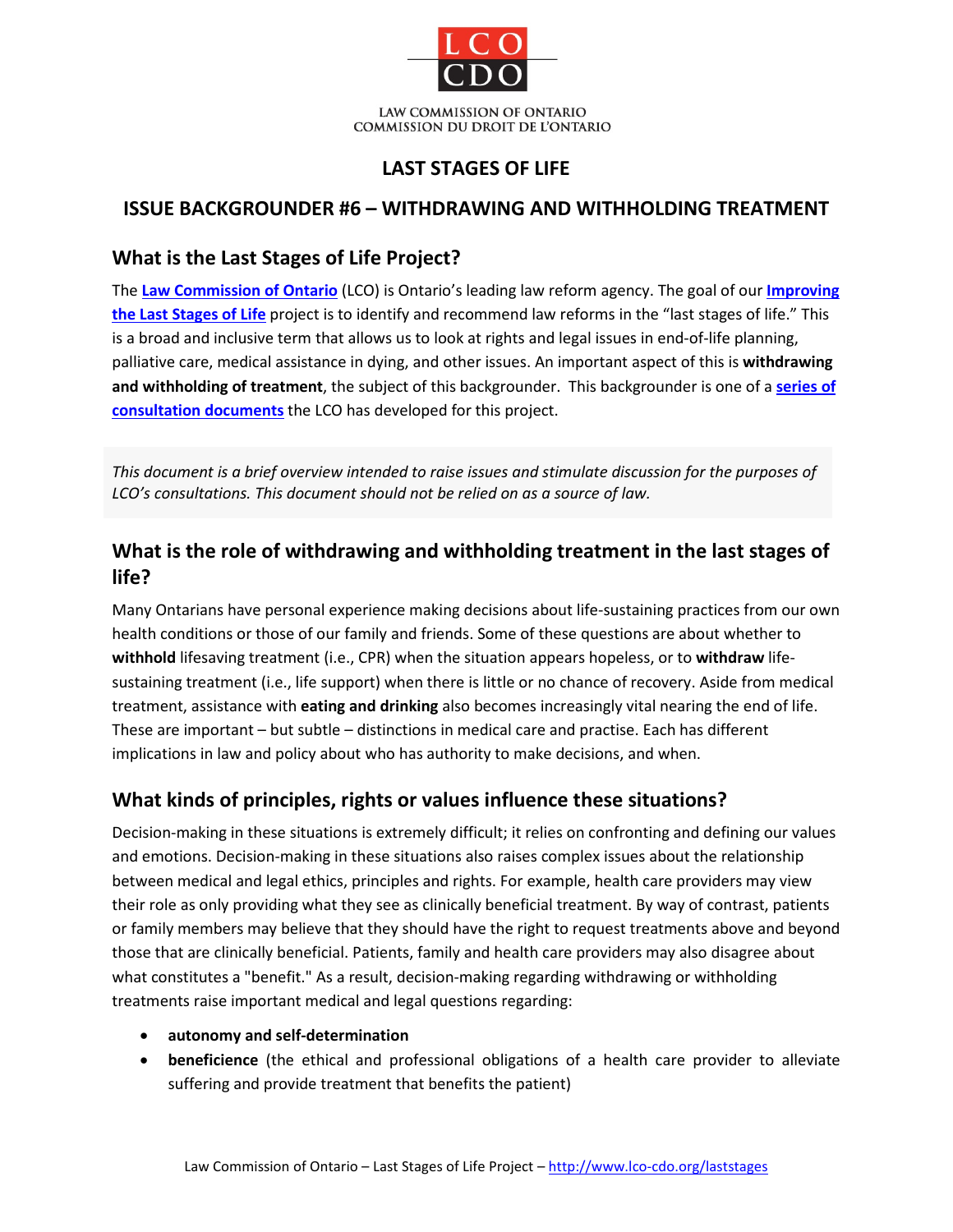LCO
CDO

LAW COMMISSION OF ONTARIO
COMMISSION DU DROIT DE L'ONTARIO

# LAST STAGES OF LIFE

## ISSUE BACKGROUNDER #6 – WITHDRAWING AND WITHHOLDING TREATMENT

### What is the Last Stages of Life Project?

The **Law Commission of Ontario** (LCO) is Ontario's leading law reform agency. The goal of our **Improving the Last Stages of Life** project is to identify and recommend law reforms in the "last stages of life." This is a broad and inclusive term that allows us to look at rights and legal issues in end-of-life planning, palliative care, medical assistance in dying, and other issues. An important aspect of this is **withdrawing and withholding of treatment**, the subject of this backgrounder. This backgrounder is one of a **series of consultation documents** the LCO has developed for this project.

*This document is a brief overview intended to raise issues and stimulate discussion for the purposes of LCO's consultations. This document should not be relied on as a source of law.*

### What is the role of withdrawing and withholding treatment in the last stages of life?

Many Ontarians have personal experience making decisions about life-sustaining practices from our own health conditions or those of our family and friends. Some of these questions are about whether to **withhold** lifesaving treatment (i.e., CPR) when the situation appears hopeless, or to **withdraw** life-sustaining treatment (i.e., life support) when there is little or no chance of recovery. Aside from medical treatment, assistance with **eating and drinking** also becomes increasingly vital nearing the end of life. These are important – but subtle – distinctions in medical care and practise. Each has different implications in law and policy about who has authority to make decisions, and when.

### What kinds of principles, rights or values influence these situations?

Decision-making in these situations is extremely difficult; it relies on confronting and defining our values and emotions. Decision-making in these situations also raises complex issues about the relationship between medical and legal ethics, principles and rights. For example, health care providers may view their role as only providing what they see as clinically beneficial treatment. By way of contrast, patients or family members may believe that they should have the right to request treatments above and beyond those that are clinically beneficial. Patients, family and health care providers may also disagree about what constitutes a "benefit." As a result, decision-making regarding withdrawing or withholding treatments raise important medical and legal questions regarding:

- **autonomy and self-determination**
- **beneficience** (the ethical and professional obligations of a health care provider to alleviate suffering and provide treatment that benefits the patient)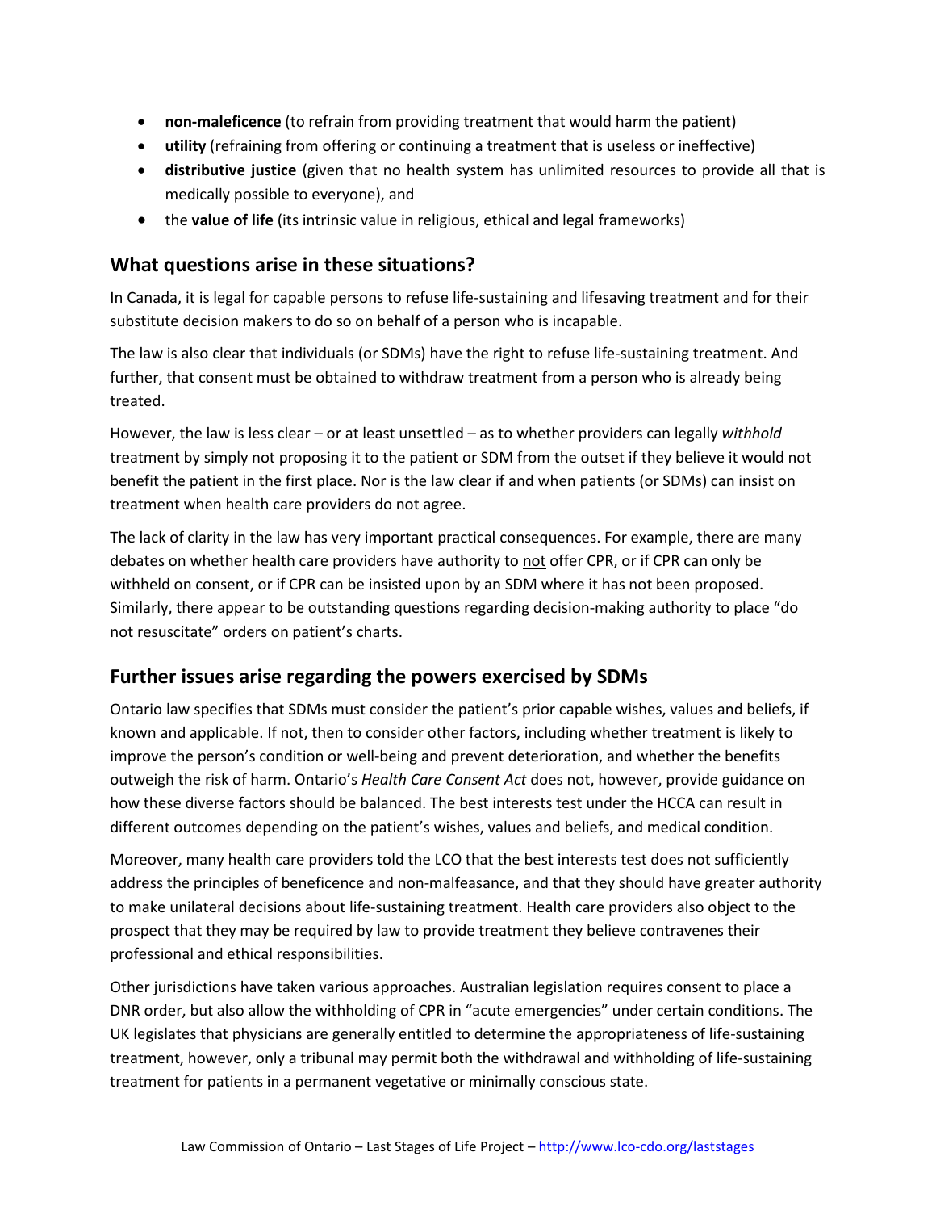- **non-maleficence** (to refrain from providing treatment that would harm the patient)
- **utility** (refraining from offering or continuing a treatment that is useless or ineffective)
- **distributive justice** (given that no health system has unlimited resources to provide all that is medically possible to everyone), and
- the **value of life** (its intrinsic value in religious, ethical and legal frameworks)

## What questions arise in these situations?

In Canada, it is legal for capable persons to refuse life-sustaining and lifesaving treatment and for their substitute decision makers to do so on behalf of a person who is incapable.

The law is also clear that individuals (or SDMs) have the right to refuse life-sustaining treatment. And further, that consent must be obtained to withdraw treatment from a person who is already being treated.

However, the law is less clear – or at least unsettled – as to whether providers can legally *withhold* treatment by simply not proposing it to the patient or SDM from the outset if they believe it would not benefit the patient in the first place. Nor is the law clear if and when patients (or SDMs) can insist on treatment when health care providers do not agree.

The lack of clarity in the law has very important practical consequences. For example, there are many debates on whether health care providers have authority to <u>not</u> offer CPR, or if CPR can only be withheld on consent, or if CPR can be insisted upon by an SDM where it has not been proposed. Similarly, there appear to be outstanding questions regarding decision-making authority to place "do not resuscitate" orders on patient's charts.

## Further issues arise regarding the powers exercised by SDMs

Ontario law specifies that SDMs must consider the patient's prior capable wishes, values and beliefs, if known and applicable. If not, then to consider other factors, including whether treatment is likely to improve the person's condition or well-being and prevent deterioration, and whether the benefits outweigh the risk of harm. Ontario's *Health Care Consent Act* does not, however, provide guidance on how these diverse factors should be balanced. The best interests test under the HCCA can result in different outcomes depending on the patient's wishes, values and beliefs, and medical condition.

Moreover, many health care providers told the LCO that the best interests test does not sufficiently address the principles of beneficence and non-malfeasance, and that they should have greater authority to make unilateral decisions about life-sustaining treatment. Health care providers also object to the prospect that they may be required by law to provide treatment they believe contravenes their professional and ethical responsibilities.

Other jurisdictions have taken various approaches. Australian legislation requires consent to place a DNR order, but also allow the withholding of CPR in "acute emergencies" under certain conditions. The UK legislates that physicians are generally entitled to determine the appropriateness of life-sustaining treatment, however, only a tribunal may permit both the withdrawal and withholding of life-sustaining treatment for patients in a permanent vegetative or minimally conscious state.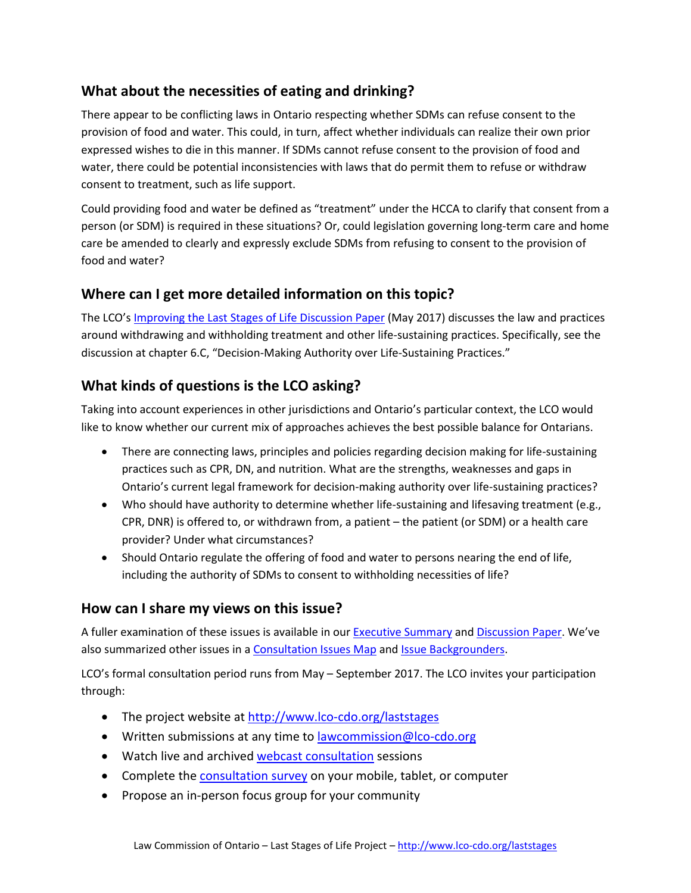## What about the necessities of eating and drinking?

There appear to be conflicting laws in Ontario respecting whether SDMs can refuse consent to the provision of food and water. This could, in turn, affect whether individuals can realize their own prior expressed wishes to die in this manner. If SDMs cannot refuse consent to the provision of food and water, there could be potential inconsistencies with laws that do permit them to refuse or withdraw consent to treatment, such as life support.

Could providing food and water be defined as "treatment" under the HCCA to clarify that consent from a person (or SDM) is required in these situations? Or, could legislation governing long-term care and home care be amended to clearly and expressly exclude SDMs from refusing to consent to the provision of food and water?

## Where can I get more detailed information on this topic?

The LCO's [Improving the Last Stages of Life Discussion Paper]() (May 2017) discusses the law and practices around withdrawing and withholding treatment and other life-sustaining practices. Specifically, see the discussion at chapter 6.C, "Decision-Making Authority over Life-Sustaining Practices."

## What kinds of questions is the LCO asking?

Taking into account experiences in other jurisdictions and Ontario's particular context, the LCO would like to know whether our current mix of approaches achieves the best possible balance for Ontarians.

- There are connecting laws, principles and policies regarding decision making for life-sustaining practices such as CPR, DN, and nutrition. What are the strengths, weaknesses and gaps in Ontario's current legal framework for decision-making authority over life-sustaining practices?
- Who should have authority to determine whether life-sustaining and lifesaving treatment (e.g., CPR, DNR) is offered to, or withdrawn from, a patient – the patient (or SDM) or a health care provider? Under what circumstances?
- Should Ontario regulate the offering of food and water to persons nearing the end of life, including the authority of SDMs to consent to withholding necessities of life?

## How can I share my views on this issue?

A fuller examination of these issues is available in our [Executive Summary]() and [Discussion Paper](). We've also summarized other issues in a [Consultation Issues Map]() and [Issue Backgrounders]().

LCO's formal consultation period runs from May – September 2017. The LCO invites your participation through:

- The project website at http://www.lco-cdo.org/laststages
- Written submissions at any time to lawcommission@lco-cdo.org
- Watch live and archived [webcast consultation]() sessions
- Complete the [consultation survey]() on your mobile, tablet, or computer
- Propose an in-person focus group for your community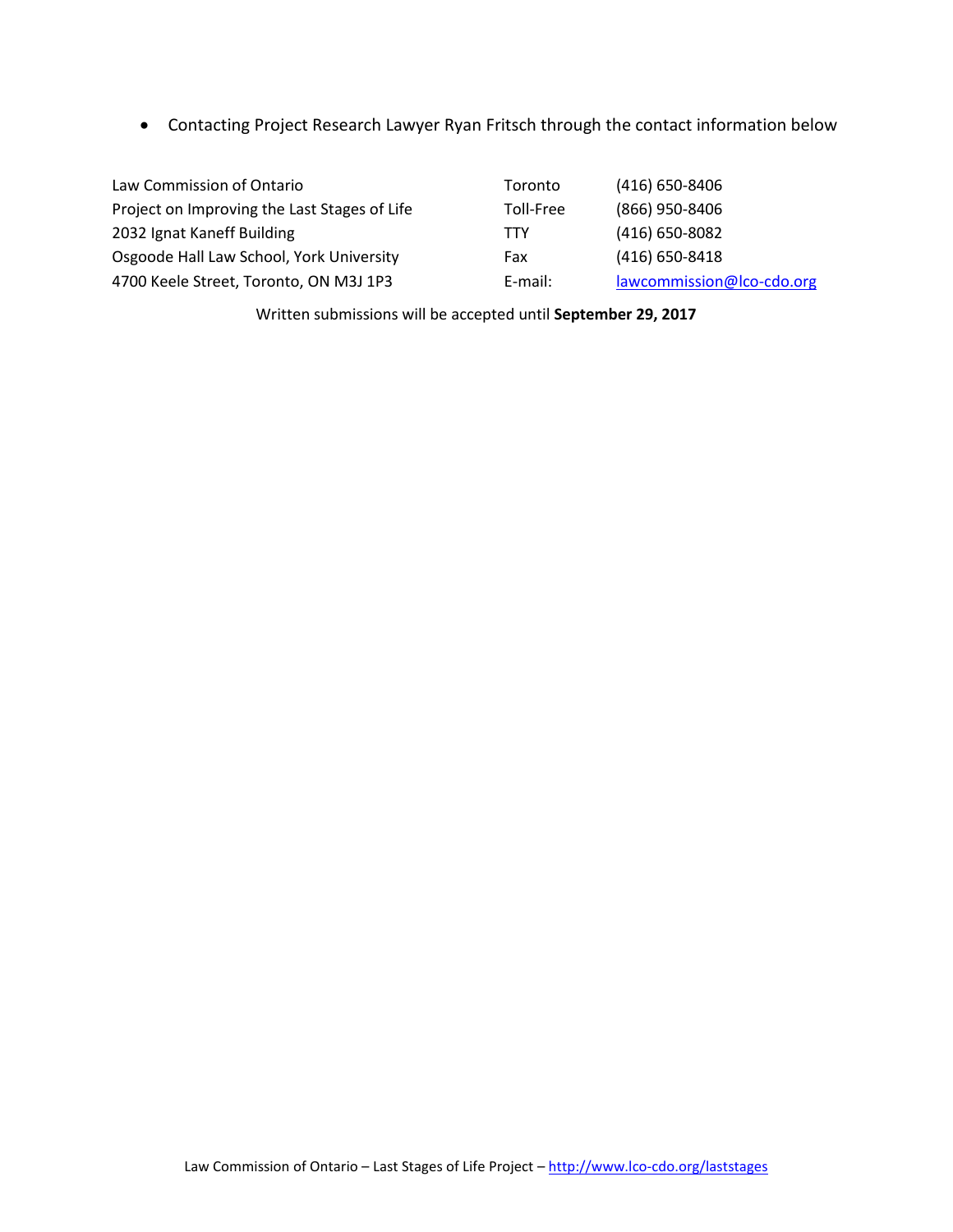- Contacting Project Research Lawyer Ryan Fritsch through the contact information below

| | | |
|---|---|---|
| Law Commission of Ontario | Toronto | (416) 650-8406 |
| Project on Improving the Last Stages of Life | Toll-Free | (866) 950-8406 |
| 2032 Ignat Kaneff Building | TTY | (416) 650-8082 |
| Osgoode Hall Law School, York University | Fax | (416) 650-8418 |
| 4700 Keele Street, Toronto, ON M3J 1P3 | E-mail: | lawcommission@lco-cdo.org |

Written submissions will be accepted until **September 29, 2017**